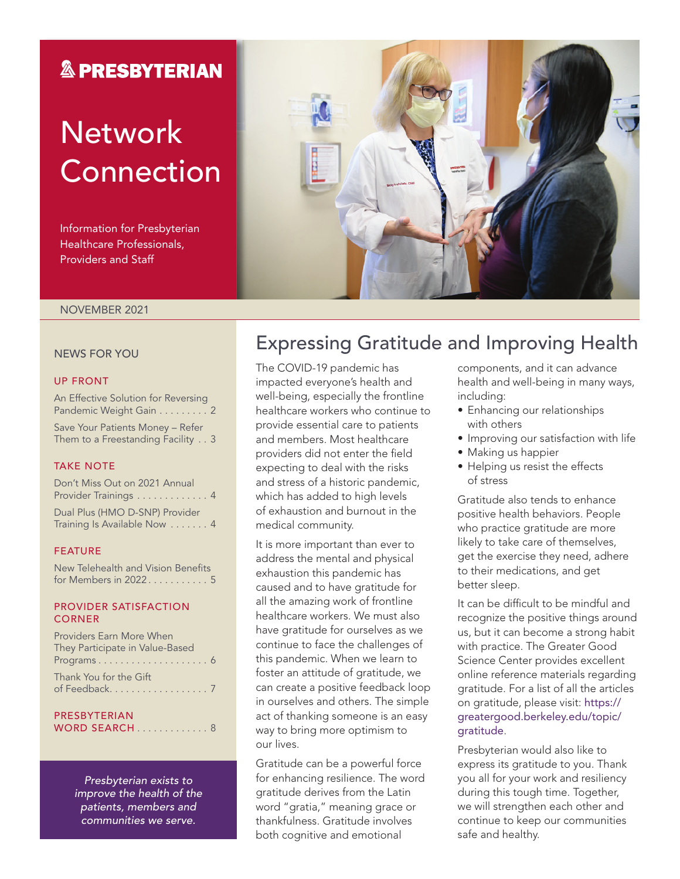# PRESBYTERIAN

# Network Connection

Information for Presbyterian Healthcare Professionals, Providers and Staff

NOVEMBER 2021

## NEWS FOR YOU

### UP FRONT

An Effective Solution for Reversing Pandemic Weight Gain . . . . . . . . . 2

Save Your Patients Money – Refer Them to a Freestanding Facility . . 3

### TAKE NOTE

Don't Miss Out on 2021 Annual Provider Trainings . . . . . . . . . . . . . 4

Dual Plus (HMO D-SNP) Provider Training Is Available Now . . . . . . . 4

### FEATURE

New Telehealth and Vision Benefits for Members in 2022 . . . . . . . . . . . 5

### PROVIDER SATISFACTION CORNER

Providers Earn More When They Participate in Value-Based Programs . . . . . . . . . . . . . . . . . . . . 6

Thank You for the Gift of Feedback. . . . . . . . . . . . . . . . . . . 7

### PRESBYTERIAN WORD SEARCH . . . . . . . . . . . . . 8

*Presbyterian exists to improve the health of the patients, members and communities we serve.*

## Expressing Gratitude and Improving Health

The COVID-19 pandemic has impacted everyone's health and well-being, especially the frontline healthcare workers who continue to provide essential care to patients and members. Most healthcare providers did not enter the field expecting to deal with the risks and stress of a historic pandemic, which has added to high levels of exhaustion and burnout in the medical community.

It is more important than ever to address the mental and physical exhaustion this pandemic has caused and to have gratitude for all the amazing work of frontline healthcare workers. We must also have gratitude for ourselves as we continue to face the challenges of this pandemic. When we learn to foster an attitude of gratitude, we can create a positive feedback loop in ourselves and others. The simple act of thanking someone is an easy way to bring more optimism to our lives.

Gratitude can be a powerful force for enhancing resilience. The word gratitude derives from the Latin word "gratia," meaning grace or thankfulness. Gratitude involves both cognitive and emotional components, and it can advance health and well-being in many ways, including:

- Enhancing our relationships with others
- Improving our satisfaction with life
- Making us happier
- Helping us resist the effects of stress

Gratitude also tends to enhance positive health behaviors. People who practice gratitude are more likely to take care of themselves, get the exercise they need, adhere to their medications, and get better sleep.

It can be difficult to be mindful and recognize the positive things around us, but it can become a strong habit with practice. The Greater Good Science Center provides excellent online reference materials regarding gratitude. For a list of all the articles on gratitude, please visit: https://greatergood.berkeley.edu/topic/gratitude.

Presbyterian would also like to express its gratitude to you. Thank you all for your work and resiliency during this tough time. Together, we will strengthen each other and continue to keep our communities safe and healthy.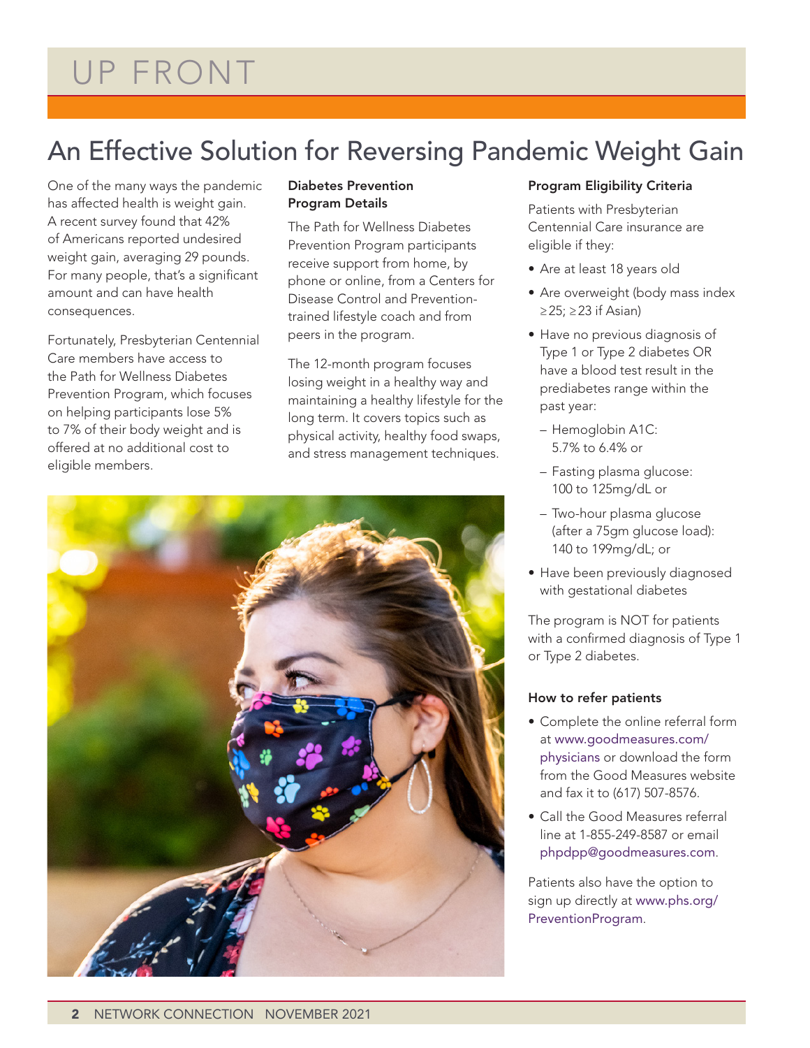# UP FRONT

## An Effective Solution for Reversing Pandemic Weight Gain

One of the many ways the pandemic has affected health is weight gain. A recent survey found that 42% of Americans reported undesired weight gain, averaging 29 pounds. For many people, that's a significant amount and can have health consequences.

Fortunately, Presbyterian Centennial Care members have access to the Path for Wellness Diabetes Prevention Program, which focuses on helping participants lose 5% to 7% of their body weight and is offered at no additional cost to eligible members.

### Diabetes Prevention Program Details

The Path for Wellness Diabetes Prevention Program participants receive support from home, by phone or online, from a Centers for Disease Control and Prevention-trained lifestyle coach and from peers in the program.

The 12-month program focuses losing weight in a healthy way and maintaining a healthy lifestyle for the long term. It covers topics such as physical activity, healthy food swaps, and stress management techniques.

### Program Eligibility Criteria

Patients with Presbyterian Centennial Care insurance are eligible if they:

- Are at least 18 years old
- Are overweight (body mass index ≥25; ≥23 if Asian)
- Have no previous diagnosis of Type 1 or Type 2 diabetes OR have a blood test result in the prediabetes range within the past year:
  - Hemoglobin A1C: 5.7% to 6.4% or
  - Fasting plasma glucose: 100 to 125mg/dL or
  - Two-hour plasma glucose (after a 75gm glucose load): 140 to 199mg/dL; or
- Have been previously diagnosed with gestational diabetes

The program is NOT for patients with a confirmed diagnosis of Type 1 or Type 2 diabetes.

### How to refer patients

- Complete the online referral form at www.goodmeasures.com/physicians or download the form from the Good Measures website and fax it to (617) 507-8576.
- Call the Good Measures referral line at 1-855-249-8587 or email phpdpp@goodmeasures.com.

Patients also have the option to sign up directly at www.phs.org/PreventionProgram.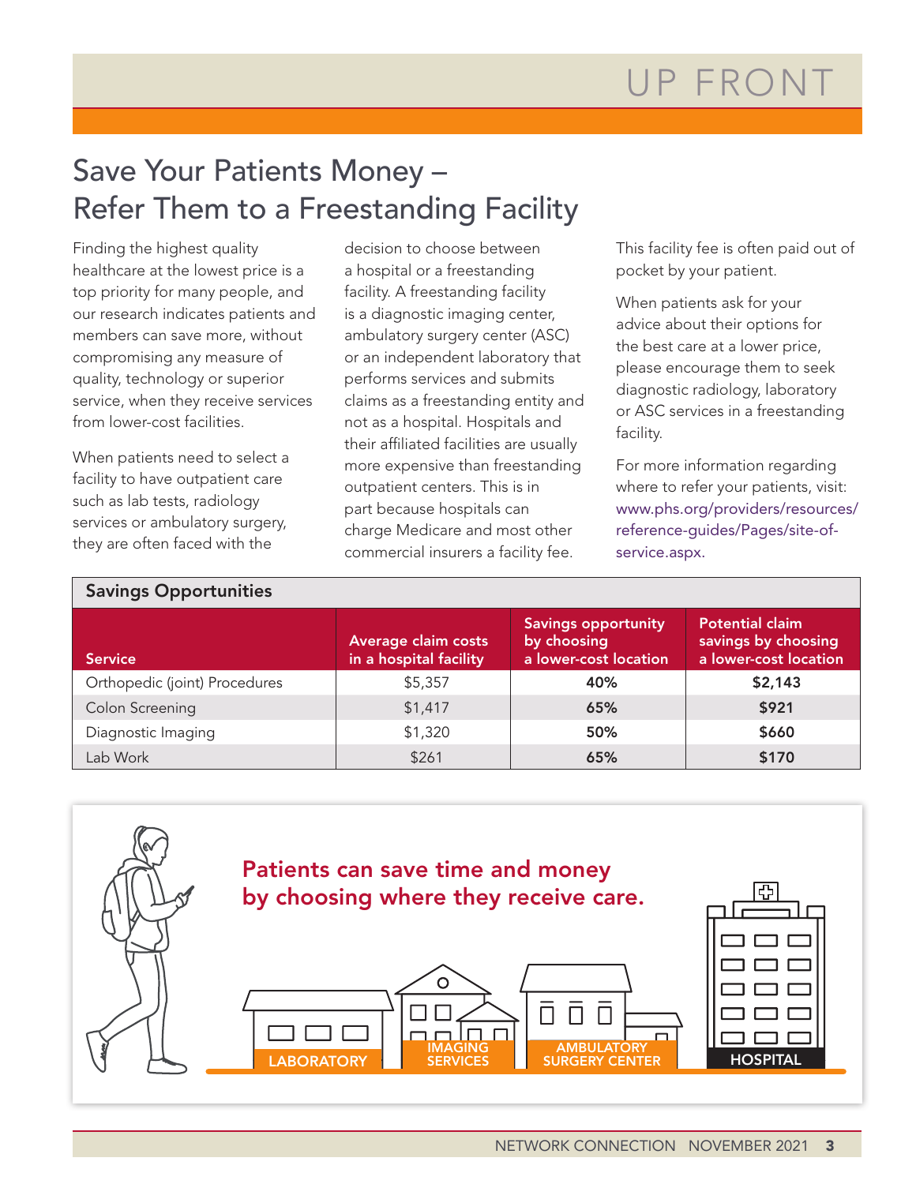# Save Your Patients Money – Refer Them to a Freestanding Facility

Finding the highest quality healthcare at the lowest price is a top priority for many people, and our research indicates patients and members can save more, without compromising any measure of quality, technology or superior service, when they receive services from lower-cost facilities.

When patients need to select a facility to have outpatient care such as lab tests, radiology services or ambulatory surgery, they are often faced with the decision to choose between a hospital or a freestanding facility. A freestanding facility is a diagnostic imaging center, ambulatory surgery center (ASC) or an independent laboratory that performs services and submits claims as a freestanding entity and not as a hospital. Hospitals and their affiliated facilities are usually more expensive than freestanding outpatient centers. This is in part because hospitals can charge Medicare and most other commercial insurers a facility fee. This facility fee is often paid out of pocket by your patient.

When patients ask for your advice about their options for the best care at a lower price, please encourage them to seek diagnostic radiology, laboratory or ASC services in a freestanding facility.

For more information regarding where to refer your patients, visit: www.phs.org/providers/resources/reference-guides/Pages/site-of-service.aspx.

**Savings Opportunities**

| Service | Average claim costs in a hospital facility | Savings opportunity by choosing a lower-cost location | Potential claim savings by choosing a lower-cost location |
|---|---|---|---|
| Orthopedic (joint) Procedures | $5,357 | **40%** | **$2,143** |
| Colon Screening | $1,417 | **65%** | **$921** |
| Diagnostic Imaging | $1,320 | **50%** | **$660** |
| Lab Work | $261 | **65%** | **$170** |

**Patients can save time and money by choosing where they receive care.**

LABORATORY | IMAGING SERVICES | AMBULATORY SURGERY CENTER | HOSPITAL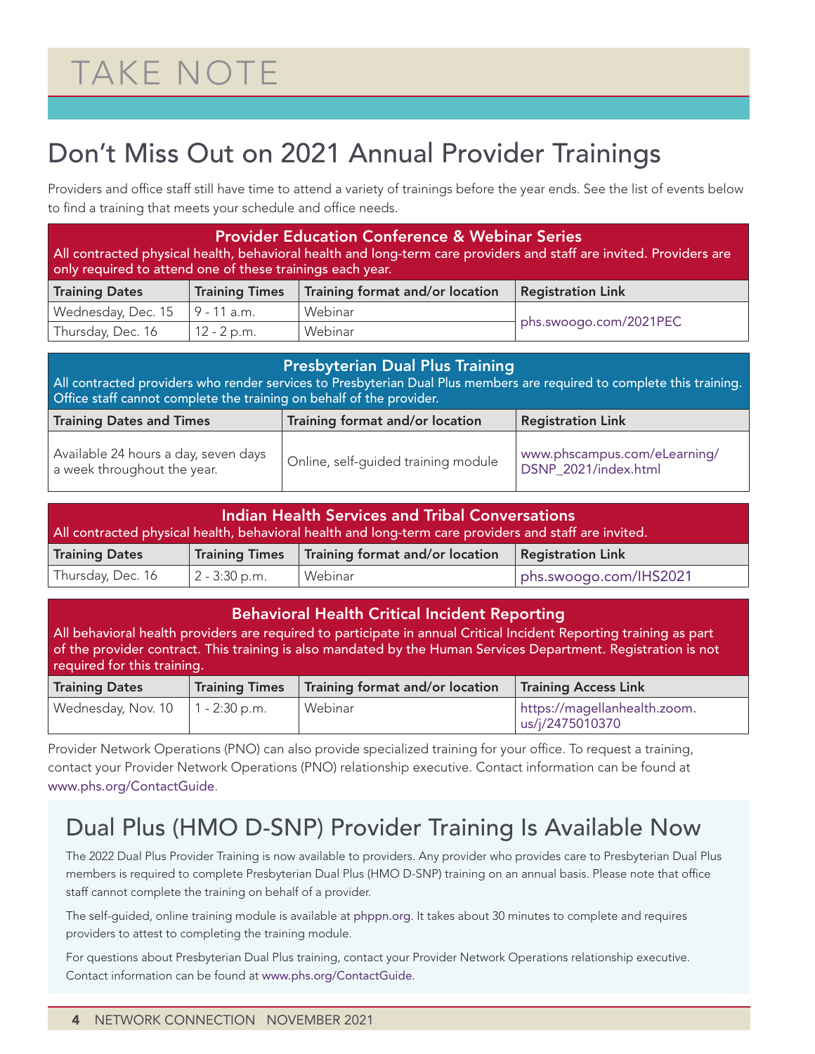# TAKE NOTE

## Don't Miss Out on 2021 Annual Provider Trainings

Providers and office staff still have time to attend a variety of trainings before the year ends. See the list of events below to find a training that meets your schedule and office needs.

### Provider Education Conference & Webinar Series

All contracted physical health, behavioral health and long-term care providers and staff are invited. Providers are only required to attend one of these trainings each year.

| Training Dates | Training Times | Training format and/or location | Registration Link |
|---|---|---|---|
| Wednesday, Dec. 15 | 9 - 11 a.m. | Webinar | phs.swoogo.com/2021PEC |
| Thursday, Dec. 16 | 12 - 2 p.m. | Webinar | |

### Presbyterian Dual Plus Training

All contracted providers who render services to Presbyterian Dual Plus members are required to complete this training. Office staff cannot complete the training on behalf of the provider.

| Training Dates and Times | Training format and/or location | Registration Link |
|---|---|---|
| Available 24 hours a day, seven days a week throughout the year. | Online, self-guided training module | www.phscampus.com/eLearning/DSNP_2021/index.html |

### Indian Health Services and Tribal Conversations

All contracted physical health, behavioral health and long-term care providers and staff are invited.

| Training Dates | Training Times | Training format and/or location | Registration Link |
|---|---|---|---|
| Thursday, Dec. 16 | 2 - 3:30 p.m. | Webinar | phs.swoogo.com/IHS2021 |

### Behavioral Health Critical Incident Reporting

All behavioral health providers are required to participate in annual Critical Incident Reporting training as part of the provider contract. This training is also mandated by the Human Services Department. Registration is not required for this training.

| Training Dates | Training Times | Training format and/or location | Training Access Link |
|---|---|---|---|
| Wednesday, Nov. 10 | 1 - 2:30 p.m. | Webinar | https://magellanhealth.zoom.us/j/2475010370 |

Provider Network Operations (PNO) can also provide specialized training for your office. To request a training, contact your Provider Network Operations (PNO) relationship executive. Contact information can be found at www.phs.org/ContactGuide.

## Dual Plus (HMO D-SNP) Provider Training Is Available Now

The 2022 Dual Plus Provider Training is now available to providers. Any provider who provides care to Presbyterian Dual Plus members is required to complete Presbyterian Dual Plus (HMO D-SNP) training on an annual basis. Please note that office staff cannot complete the training on behalf of a provider.

The self-guided, online training module is available at phppn.org. It takes about 30 minutes to complete and requires providers to attest to completing the training module.

For questions about Presbyterian Dual Plus training, contact your Provider Network Operations relationship executive. Contact information can be found at www.phs.org/ContactGuide.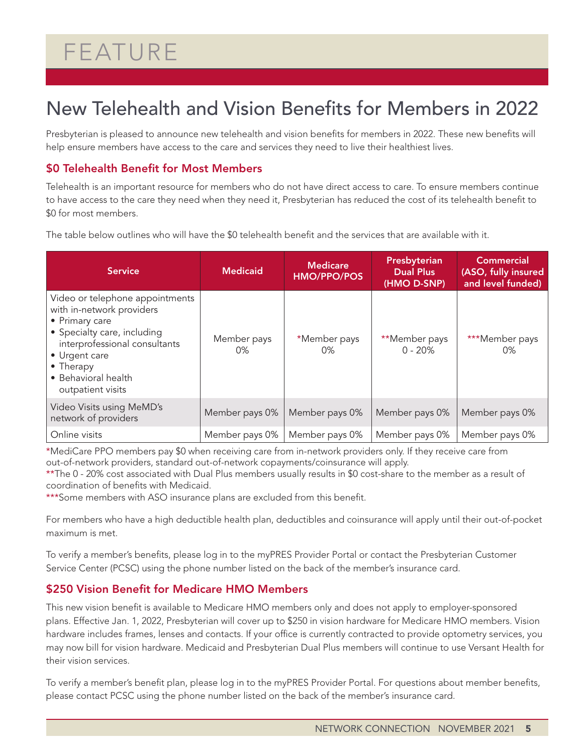# FEATURE

## New Telehealth and Vision Benefits for Members in 2022

Presbyterian is pleased to announce new telehealth and vision benefits for members in 2022. These new benefits will help ensure members have access to the care and services they need to live their healthiest lives.

### $0 Telehealth Benefit for Most Members

Telehealth is an important resource for members who do not have direct access to care. To ensure members continue to have access to the care they need when they need it, Presbyterian has reduced the cost of its telehealth benefit to $0 for most members.

The table below outlines who will have the $0 telehealth benefit and the services that are available with it.

| Service | Medicaid | Medicare HMO/PPO/POS | Presbyterian Dual Plus (HMO D-SNP) | Commercial (ASO, fully insured and level funded) |
|---|---|---|---|---|
| Video or telephone appointments with in-network providers<br>• Primary care<br>• Specialty care, including interprofessional consultants<br>• Urgent care<br>• Therapy<br>• Behavioral health outpatient visits | Member pays 0% | *Member pays 0% | **Member pays 0 - 20% | ***Member pays 0% |
| Video Visits using MeMD's network of providers | Member pays 0% | Member pays 0% | Member pays 0% | Member pays 0% |
| Online visits | Member pays 0% | Member pays 0% | Member pays 0% | Member pays 0% |

*MediCare PPO members pay $0 when receiving care from in-network providers only. If they receive care from out-of-network providers, standard out-of-network copayments/coinsurance will apply.

**The 0 - 20% cost associated with Dual Plus members usually results in $0 cost-share to the member as a result of coordination of benefits with Medicaid.

***Some members with ASO insurance plans are excluded from this benefit.

For members who have a high deductible health plan, deductibles and coinsurance will apply until their out-of-pocket maximum is met.

To verify a member's benefits, please log in to the myPRES Provider Portal or contact the Presbyterian Customer Service Center (PCSC) using the phone number listed on the back of the member's insurance card.

### $250 Vision Benefit for Medicare HMO Members

This new vision benefit is available to Medicare HMO members only and does not apply to employer-sponsored plans. Effective Jan. 1, 2022, Presbyterian will cover up to $250 in vision hardware for Medicare HMO members. Vision hardware includes frames, lenses and contacts. If your office is currently contracted to provide optometry services, you may now bill for vision hardware. Medicaid and Presbyterian Dual Plus members will continue to use Versant Health for their vision services.

To verify a member's benefit plan, please log in to the myPRES Provider Portal. For questions about member benefits, please contact PCSC using the phone number listed on the back of the member's insurance card.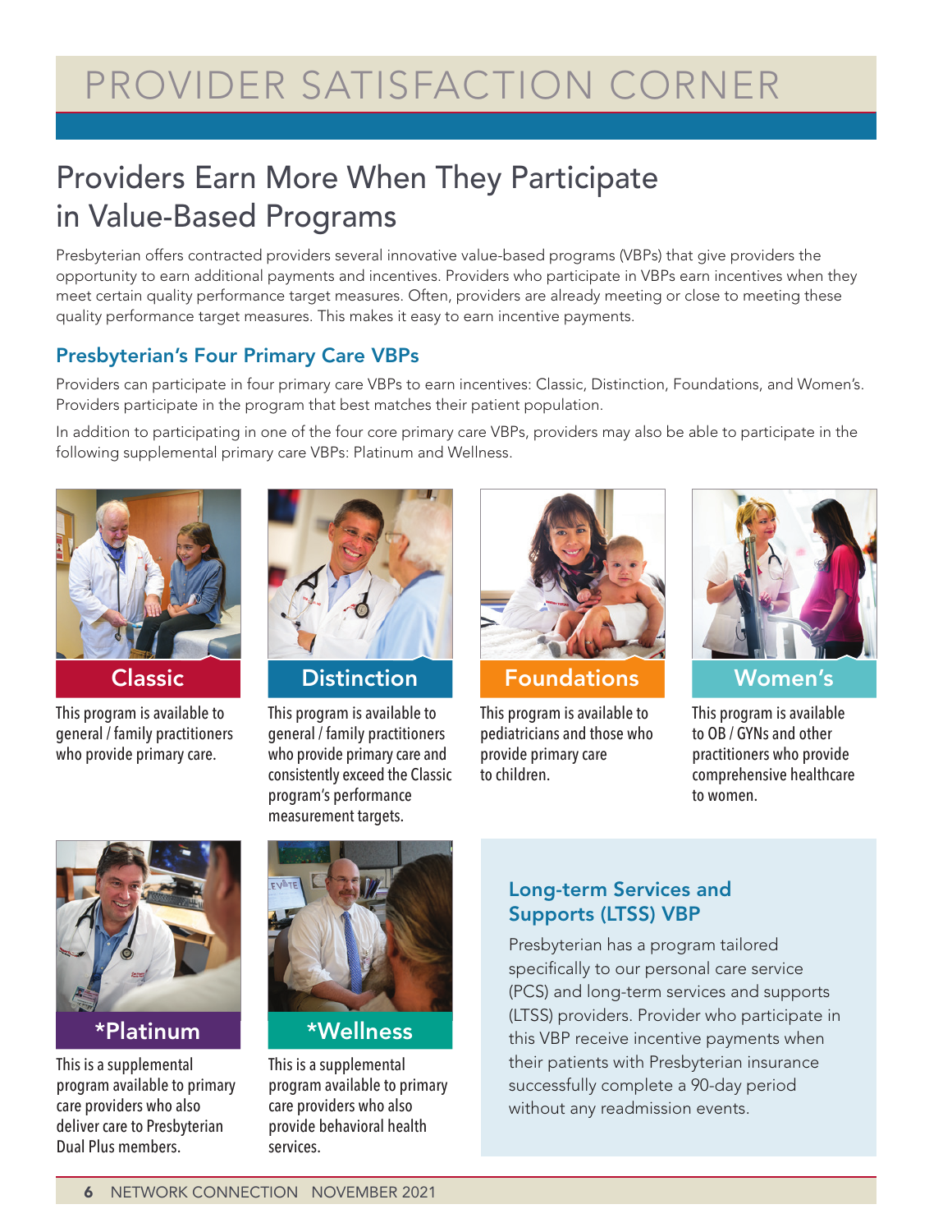# PROVIDER SATISFACTION CORNER

## Providers Earn More When They Participate in Value-Based Programs

Presbyterian offers contracted providers several innovative value-based programs (VBPs) that give providers the opportunity to earn additional payments and incentives. Providers who participate in VBPs earn incentives when they meet certain quality performance target measures. Often, providers are already meeting or close to meeting these quality performance target measures. This makes it easy to earn incentive payments.

### Presbyterian's Four Primary Care VBPs

Providers can participate in four primary care VBPs to earn incentives: Classic, Distinction, Foundations, and Women's. Providers participate in the program that best matches their patient population.

In addition to participating in one of the four core primary care VBPs, providers may also be able to participate in the following supplemental primary care VBPs: Platinum and Wellness.

**Classic**

This program is available to general / family practitioners who provide primary care.

**Distinction**

This program is available to general / family practitioners who provide primary care and consistently exceed the Classic program's performance measurement targets.

**Foundations**

This program is available to pediatricians and those who provide primary care to children.

**Women's**

This program is available to OB / GYNs and other practitioners who provide comprehensive healthcare to women.

**\*Platinum**

This is a supplemental program available to primary care providers who also deliver care to Presbyterian Dual Plus members.

**\*Wellness**

This is a supplemental program available to primary care providers who also provide behavioral health services.

### Long-term Services and Supports (LTSS) VBP

Presbyterian has a program tailored specifically to our personal care service (PCS) and long-term services and supports (LTSS) providers. Provider who participate in this VBP receive incentive payments when their patients with Presbyterian insurance successfully complete a 90-day period without any readmission events.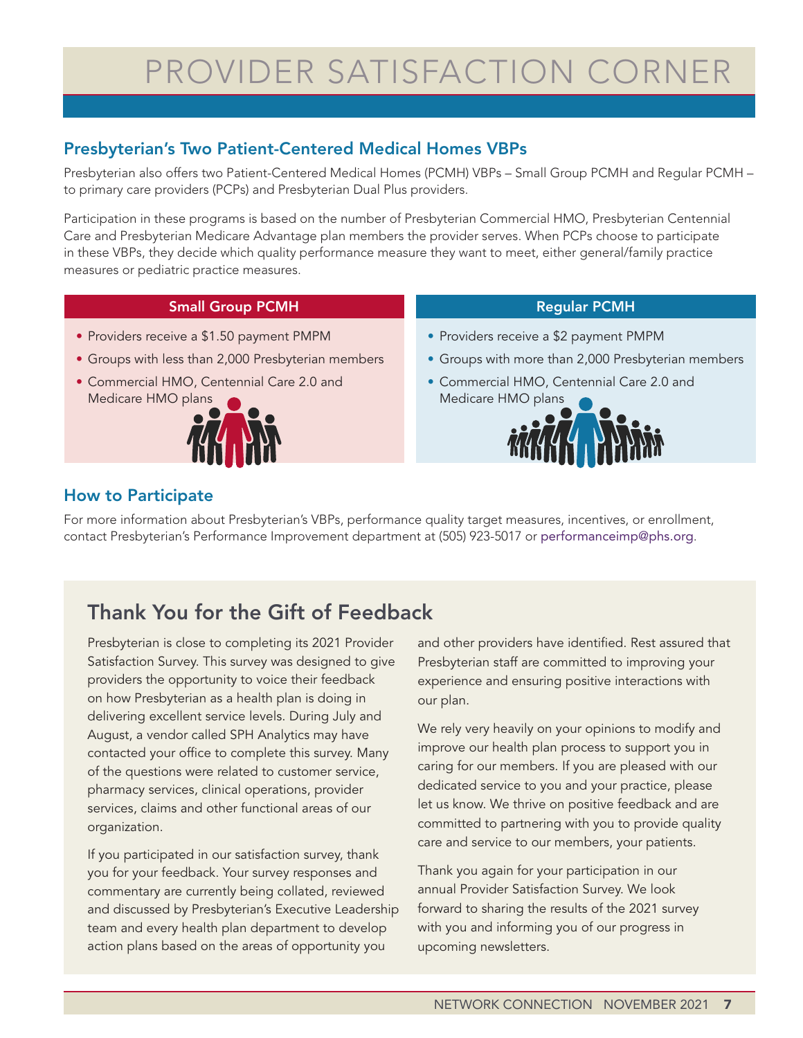# PROVIDER SATISFACTION CORNER

## Presbyterian's Two Patient-Centered Medical Homes VBPs

Presbyterian also offers two Patient-Centered Medical Homes (PCMH) VBPs – Small Group PCMH and Regular PCMH – to primary care providers (PCPs) and Presbyterian Dual Plus providers.

Participation in these programs is based on the number of Presbyterian Commercial HMO, Presbyterian Centennial Care and Presbyterian Medicare Advantage plan members the provider serves. When PCPs choose to participate in these VBPs, they decide which quality performance measure they want to meet, either general/family practice measures or pediatric practice measures.

### Small Group PCMH

- Providers receive a $1.50 payment PMPM
- Groups with less than 2,000 Presbyterian members
- Commercial HMO, Centennial Care 2.0 and Medicare HMO plans

### Regular PCMH

- Providers receive a $2 payment PMPM
- Groups with more than 2,000 Presbyterian members
- Commercial HMO, Centennial Care 2.0 and Medicare HMO plans

## How to Participate

For more information about Presbyterian's VBPs, performance quality target measures, incentives, or enrollment, contact Presbyterian's Performance Improvement department at (505) 923-5017 or performanceimp@phs.org.

## Thank You for the Gift of Feedback

Presbyterian is close to completing its 2021 Provider Satisfaction Survey. This survey was designed to give providers the opportunity to voice their feedback on how Presbyterian as a health plan is doing in delivering excellent service levels. During July and August, a vendor called SPH Analytics may have contacted your office to complete this survey. Many of the questions were related to customer service, pharmacy services, clinical operations, provider services, claims and other functional areas of our organization.

If you participated in our satisfaction survey, thank you for your feedback. Your survey responses and commentary are currently being collated, reviewed and discussed by Presbyterian's Executive Leadership team and every health plan department to develop action plans based on the areas of opportunity you and other providers have identified. Rest assured that Presbyterian staff are committed to improving your experience and ensuring positive interactions with our plan.

We rely very heavily on your opinions to modify and improve our health plan process to support you in caring for our members. If you are pleased with our dedicated service to you and your practice, please let us know. We thrive on positive feedback and are committed to partnering with you to provide quality care and service to our members, your patients.

Thank you again for your participation in our annual Provider Satisfaction Survey. We look forward to sharing the results of the 2021 survey with you and informing you of our progress in upcoming newsletters.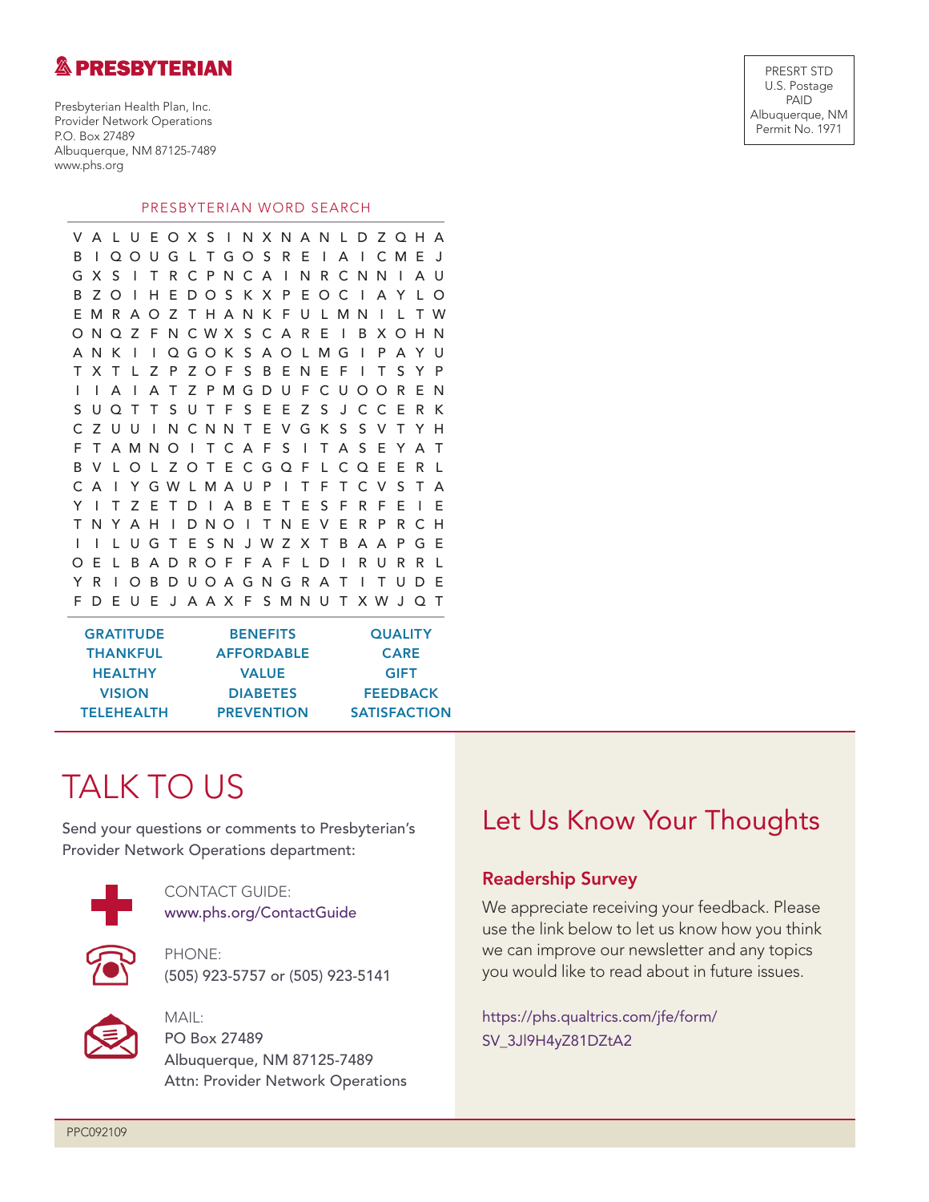**PRESBYTERIAN**

Presbyterian Health Plan, Inc.
Provider Network Operations
P.O. Box 27489
Albuquerque, NM 87125-7489
www.phs.org

PRESRT STD
U.S. Postage
PAID
Albuquerque, NM
Permit No. 1971

## PRESBYTERIAN WORD SEARCH

```
V A L U E O X S I N X N A N L D Z Q H A
B I Q O U G L T G O S R E I A I C M E J
G X S I T R C P N C A I N R C N N I A U
B Z O I H E D O S K X P E O C I A Y L O
E M R A O Z T H A N K F U L M N I L T W
O N Q Z F N C W X S C A R E I B X O H N
A N K I I Q G O K S A O L M G I P A Y U
T X T L Z P Z O F S B E N E F I T S Y P
I I A I A T Z P M G D U F C U O O R E N
S U Q T T S U T F S E E Z S J C C E R K
C Z U U I N C N N T E V G K S S V T Y H
F T A M N O I T C A F S I T A S E Y A T
B V L O L Z O T E C G Q F L C Q E E R L
C A I Y G W L M A U P I T F T C V S T A
Y I T Z E T D I A B E T E S F R F E I E
T N Y A H I D N O I T N E V E R P R C H
I I L U G T E S N J W Z X T B A A P G E
O E L B A D R O F F A F L D I R U R R L
Y R I O B D U O A G N G R A T I T U D E
F D E U E J A A X F S M N U T X W J Q T
```

| | | |
|---|---|---|
| GRATITUDE | BENEFITS | QUALITY |
| THANKFUL | AFFORDABLE | CARE |
| HEALTHY | VALUE | GIFT |
| VISION | DIABETES | FEEDBACK |
| TELEHEALTH | PREVENTION | SATISFACTION |

# TALK TO US

Send your questions or comments to Presbyterian's Provider Network Operations department:

CONTACT GUIDE:
www.phs.org/ContactGuide

PHONE:
(505) 923-5757 or (505) 923-5141

MAIL:
PO Box 27489
Albuquerque, NM 87125-7489
Attn: Provider Network Operations

## Let Us Know Your Thoughts

### Readership Survey

We appreciate receiving your feedback. Please use the link below to let us know how you think we can improve our newsletter and any topics you would like to read about in future issues.

https://phs.qualtrics.com/jfe/form/SV_3Jl9H4yZ81DZtA2

PPC092109